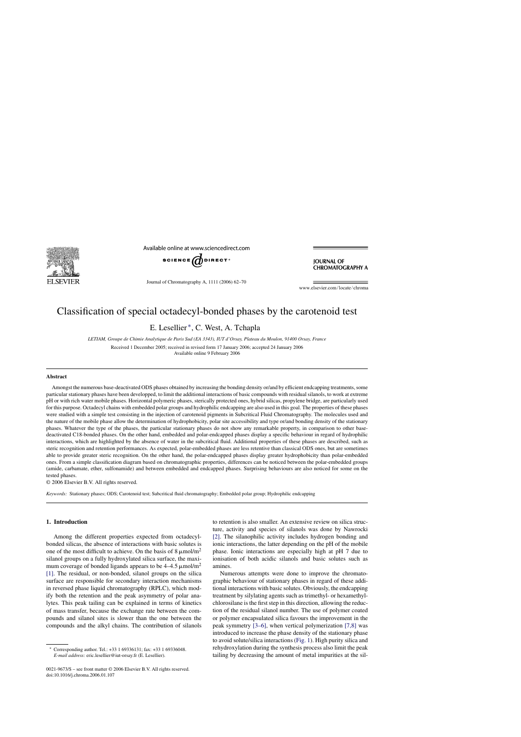# Classification of special octadecyl-bonded phases by the carotenoid test

E. Lesellier*, C. West, A. Tchapla

*LETIAM, Groupe de Chimie Analytique de Paris Sud (EA 3343), IUT d'Orsay, Plateau du Moulon, 91400 Orsay, France*

Received 1 December 2005; received in revised form 17 January 2006; accepted 24 January 2006

Available online 9 February 2006

## Abstract

Amongst the numerous base-deactivated ODS phases obtained by increasing the bonding density or/and by efficient endcapping treatments, some particular stationary phases have been developped, to limit the additional interactions of basic compounds with residual silanols, to work at extreme pH or with rich water mobile phases. Horizontal polymeric phases, sterically protected ones, hybrid silicas, propylene bridge, are particularly used for this purpose. Octadecyl chains with embedded polar groups and hydrophilic endcapping are also used in this goal. The properties of these phases were studied with a simple test consisting in the injection of carotenoid pigments in Subcritical Fluid Chromatography. The molecules used and the nature of the mobile phase allow the determination of hydrophobicity, polar site accessibility and type or/and bonding density of the stationary phases. Whatever the type of the phases, the particular stationary phases do not show any remarkable property, in comparison to other base-deactivated C18-bonded phases. On the other hand, embedded and polar-endcapped phases display a specific behaviour in regard of hydrophilic interactions, which are highlighted by the absence of water in the subcritical fluid. Additional properties of these phases are described, such as steric recognition and retention performances. As expected, polar-embedded phases are less retentive than classical ODS ones, but are sometimes able to provide greater steric recognition. On the other hand, the polar-endcapped phases display greater hydrophobicity than polar-embedded ones. From a simple classification diagram based on chromatographic properties, differences can be noticed between the polar-embedded groups (amide, carbamate, ether, sulfonamide) and between embedded and endcapped phases. Surprising behaviours are also noticed for some on the tested phases.

© 2006 Elsevier B.V. All rights reserved.

*Keywords:* Stationary phases; ODS; Carotenoid test; Subcritical fluid chromatography; Embedded polar group; Hydrophilic endcapping

## 1. Introduction

Among the different properties expected from octadecyl-bonded silicas, the absence of interactions with basic solutes is one of the most difficult to achieve. On the basis of 8 μmol/m$^2$ silanol groups on a fully hydroxylated silica surface, the maximum coverage of bonded ligands appears to be 4–4.5 μmol/m$^2$ [1]. The residual, or non-bonded, silanol groups on the silica surface are responsible for secondary interaction mechanisms in reversed phase liquid chromatography (RPLC), which modify both the retention and the peak asymmetry of polar analytes. This peak tailing can be explained in terms of kinetics of mass transfer, because the exchange rate between the compounds and silanol sites is slower than the one between the compounds and the alkyl chains. The contribution of silanols to retention is also smaller. An extensive review on silica structure, activity and species of silanols was done by Nawrocki [2]. The silanophilic activity includes hydrogen bonding and ionic interactions, the latter depending on the pH of the mobile phase. Ionic interactions are especially high at pH 7 due to ionisation of both acidic silanols and basic solutes such as amines.

Numerous attempts were done to improve the chromatographic behaviour of stationary phases in regard of these additional interactions with basic solutes. Obviously, the endcapping treatment by silylating agents such as trimethyl- or hexamethylchlorosilane is the first step in this direction, allowing the reduction of the residual silanol number. The use of polymer coated or polymer encapsulated silica favours the improvement in the peak symmetry [3–6], when vertical polymerization [7,8] was introduced to increase the phase density of the stationary phase to avoid solute/silica interactions (Fig. 1). High purity silica and rehydroxylation during the synthesis process also limit the peak tailing by decreasing the amount of metal impurities at the sil-

* Corresponding author. Tel.: +33 1 69336131; fax: +33 1 69336048.
*E-mail address:* eric.lesellier@iut-orsay.fr (E. Lesellier).

0021-9673/$ – see front matter © 2006 Elsevier B.V. All rights reserved.
doi:10.1016/j.chroma.2006.01.107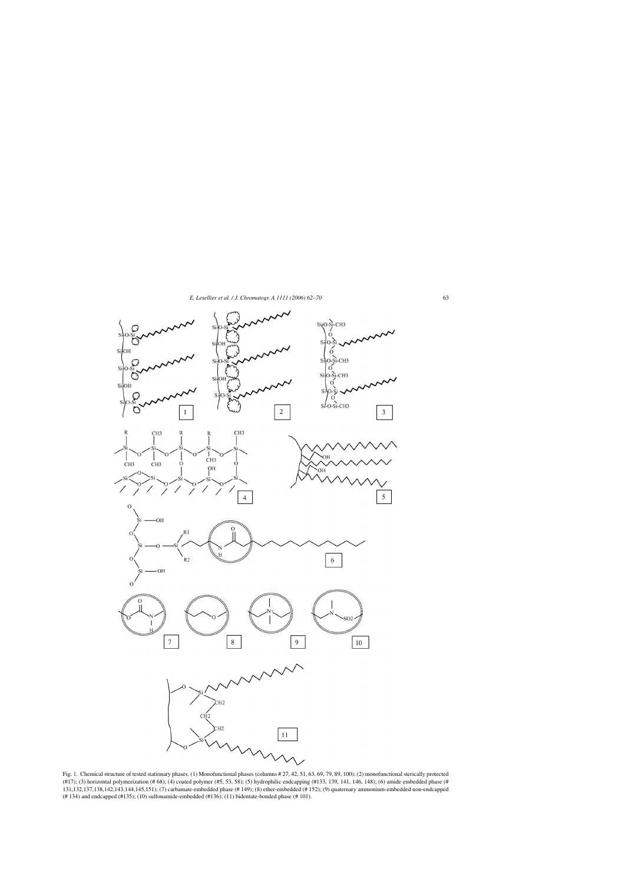Fig. 1. Chemical structure of tested stationary phases. (1) Monofunctional phases (columns # 27, 42, 51, 63, 69, 79, 89, 100); (2) monofunctional sterically protected (#17); (3) horizontal polymerization (# 68); (4) coated polymer (#5, 53, 58); (5) hydrophilic endcapping (#133, 139, 141, 146, 148); (6) amide embedded phase (# 131,132,137,138,142,143,144,145,151); (7) carbamate-embedded phase (# 149); (8) ether-embedded (# 152); (9) quaternary ammonium-embedded non-endcapped (# 134) and endcapped (#135); (10) sulfonamide-embedded (#136); (11) bidentate-bonded phase (# 101).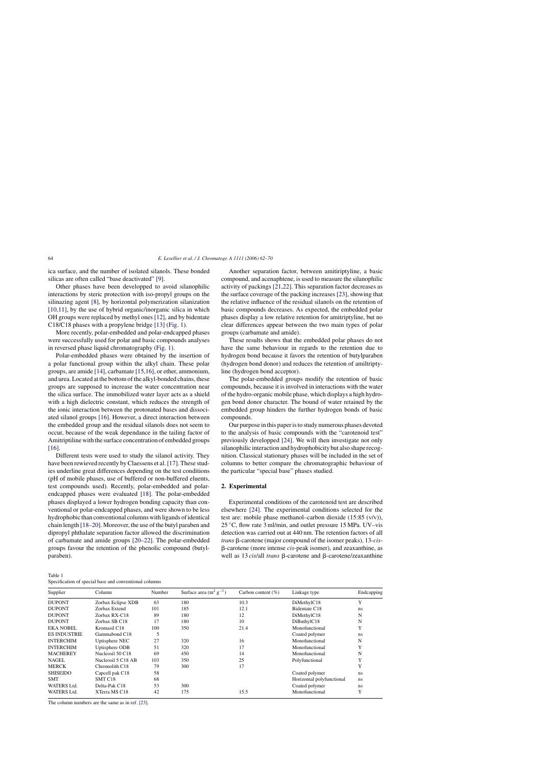ica surface, and the number of isolated silanols. These bonded silicas are often called "base deactivated" [9].

Other phases have been developped to avoid silanophilic interactions by steric protection with iso-propyl groups on the silinazing agent [8], by horizontal polymerization silanization [10,11], by the use of hybrid organic/inorganic silica in which OH groups were replaced by methyl ones [12], and by bidentate C18/C18 phases with a propylene bridge [13] (Fig. 1).

More recently, polar-embedded and polar-endcapped phases were successfully used for polar and basic compounds analyses in reversed phase liquid chromatography (Fig. 1).

Polar-embedded phases were obtained by the insertion of a polar functional group within the alkyl chain. These polar groups, are amide [14], carbamate [15,16], or ether, ammonium, and urea. Located at the bottom of the alkyl-bonded chains, these groups are supposed to increase the water concentration near the silica surface. The immobilized water layer acts as a shield with a high dielectric constant, which reduces the strength of the ionic interaction between the protonated bases and dissociated silanol groups [16]. However, a direct interaction between the embedded group and the residual silanols does not seem to occur, because of the weak dependance in the tailing factor of Amitriptiline with the surface concentration of embedded groups [16].

Different tests were used to study the silanol activity. They have been rewieved recently by Claessens et al. [17]. These studies underline great differences depending on the test conditions (pH of mobile phases, use of buffered or non-buffered eluents, test compounds used). Recently, polar-embedded and polar-endcapped phases were evaluated [18]. The polar-embedded phases displayed a lower hydrogen bonding capacity than conventional or polar-endcapped phases, and were shown to be less hydrophobic than conventional columns with ligands of identical chain length [18–20]. Moreover, the use of the butyl paraben and dipropyl phthalate separation factor allowed the discrimination of carbamate and amide groups [20–22]. The polar-embedded groups favour the retention of the phenolic compound (butylparaben).

Another separation factor, between amitiriptyline, a basic compound, and acenaphtene, is used to measure the silanophilic activity of packings [21,22]. This separation factor decreases as the surface coverage of the packing increases [23], showing that the relative influence of the residual silanols on the retention of basic compounds decreases. As expected, the embedded polar phases display a low relative retention for amitriptyline, but no clear differences appear between the two main types of polar groups (carbamate and amide).

These results shows that the embedded polar phases do not have the same behaviour in regards to the retention due to hydrogen bond because it favors the retention of butylparaben (hydrogen bond donor) and reduces the retention of amiltriptyline (hydrogen bond acceptor).

The polar-embedded groups modify the retention of basic compounds, because it is involved in interactions with the water of the hydro-organic mobile phase, which displays a high hydrogen bond donor character. The bound of water retained by the embedded group hinders the further hydrogen bonds of basic compounds.

Our purpose in this paper is to study numerous phases devoted to the analysis of basic compounds with the "carotenoid test" previously developped [24]. We will then investigate not only silanophilic interaction and hydrophobicity but also shape recognition. Classical stationary phases will be included in the set of columns to better compare the chromatographic behaviour of the particular "special base" phases studied.

## 2. Experimental

Experimental conditions of the carotenoid test are described elsewhere [24]. The experimental conditions selected for the test are: mobile phase methanol–carbon dioxide (15:85 (v/v)), 25 °C, flow rate 3 ml/min, and outlet pressure 15 MPa. UV–vis detection was carried out at 440 nm. The retention factors of all *trans* β-carotene (major compound of the isomer peaks), 13-*cis*-β-carotene (more intense *cis*-peak isomer), and zeaxanthine, as well as 13 *cis*/all *trans* β-carotene and β-carotene/zeaxanthine

Table 1
Specification of special base and conventional columns

| Supplier | Column | Number | Surface area ($m^2\,g^{-1}$) | Carbon content (%) | Linkage type | Endcapping |
|---|---|---|---|---|---|---|
| DUPONT | Zorbax Eclipse XDB | 63 | 180 | 10.3 | DiMethylC18 | Y |
| DUPONT | Zorbax Extend | 101 | 185 | 12.1 | Bidentate C18 | ns |
| DUPONT | Zorbax RX-C18 | 89 | 180 | 12 | DiMethylC18 | N |
| DUPONT | Zorbax SB C18 | 17 | 180 | 10 | DiButhylC18 | N |
| EKA NOBEL | Kromasil C18 | 100 | 350 | 21.4 | Monofunctional | Y |
| ES INDUSTRIE | Gammabond C18 | 5 | | | Coated polymer | ns |
| INTERCHIM | Uptisphere NEC | 27 | 320 | 16 | Monofunctional | N |
| INTERCHIM | Uptisphere ODB | 51 | 320 | 17 | Monofunctional | Y |
| MACHEREY | Nucleosil 50 C18 | 69 | 450 | 14 | Monofunctional | N |
| NAGEL | Nucleosil 5 C18 AB | 103 | 350 | 25 | Polyfunctional | Y |
| MERCK | Chromolith C18 | 79 | 300 | 17 | | Y |
| SHISEIDO | Capcell pak C18 | 58 | | | Coated polymer | ns |
| SMT | SMT C18 | 68 | | | Horizontal polyfunctional | ns |
| WATERS Ltd. | Delta-Pak C18 | 53 | 300 | | Coated polymer | ns |
| WATERS Ltd. | XTerra MS C18 | 42 | 175 | 15.5 | Monofunctional | Y |

The column numbers are the same as in ref. [23].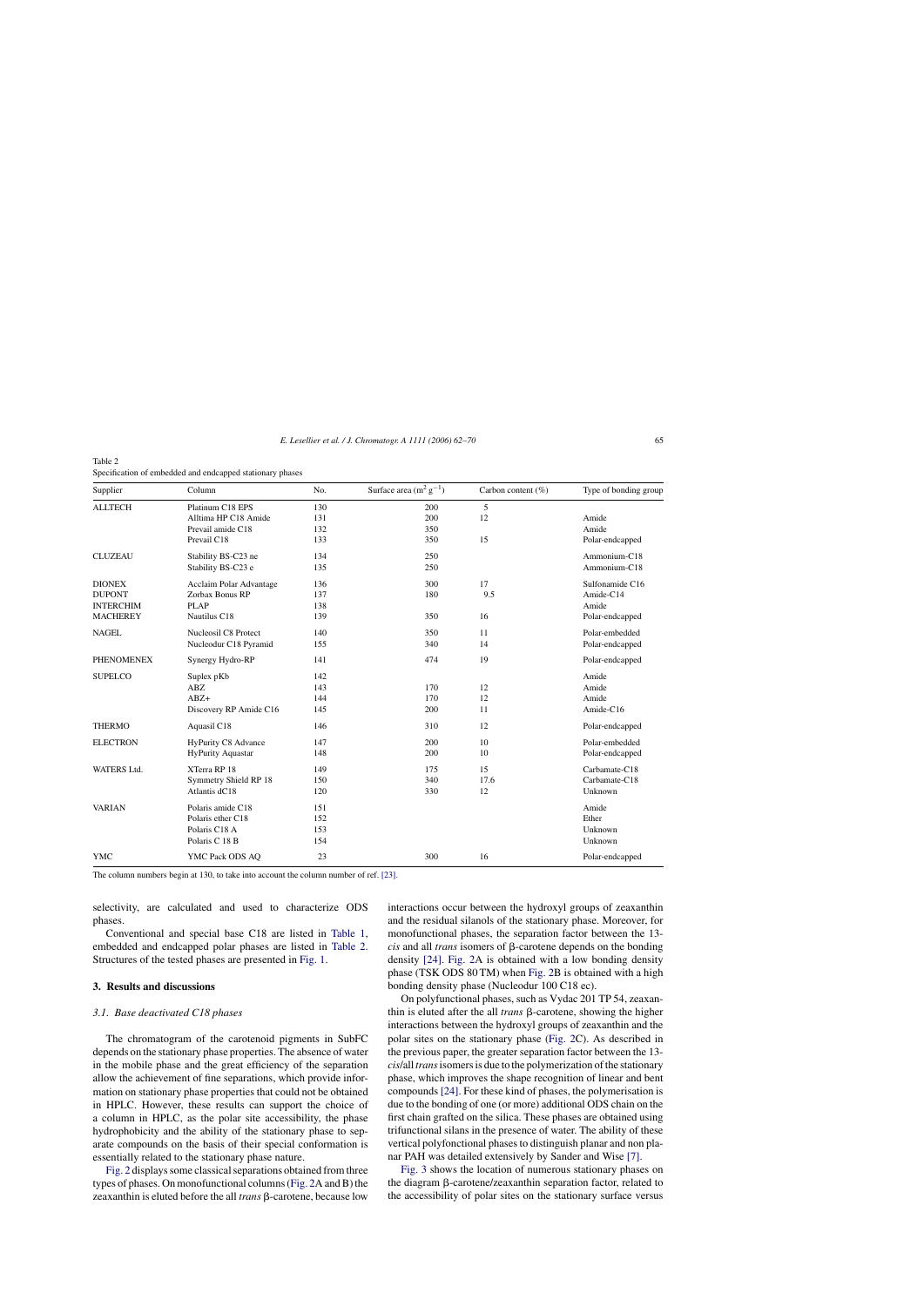Table 2
Specification of embedded and endcapped stationary phases

| Supplier | Column | No. | Surface area ($m^2 g^{-1}$) | Carbon content (%) | Type of bonding group |
|---|---|---|---|---|---|
| ALLTECH | Platinum C18 EPS | 130 | 200 | 5 | |
| | Alltima HP C18 Amide | 131 | 200 | 12 | Amide |
| | Prevail amide C18 | 132 | 350 | | Amide |
| | Prevail C18 | 133 | 350 | 15 | Polar-endcapped |
| CLUZEAU | Stability BS-C23 ne | 134 | 250 | | Ammonium-C18 |
| | Stability BS-C23 e | 135 | 250 | | Ammonium-C18 |
| DIONEX | Acclaim Polar Advantage | 136 | 300 | 17 | Sulfonamide C16 |
| DUPONT | Zorbax Bonus RP | 137 | 180 | 9.5 | Amide-C14 |
| INTERCHIM | PLAP | 138 | | | Amide |
| MACHEREY | Nautilus C18 | 139 | 350 | 16 | Polar-endcapped |
| NAGEL | Nucleosil C8 Protect | 140 | 350 | 11 | Polar-embedded |
| | Nucleodur C18 Pyramid | 155 | 340 | 14 | Polar-endcapped |
| PHENOMENEX | Synergy Hydro-RP | 141 | 474 | 19 | Polar-endcapped |
| SUPELCO | Suplex pKb | 142 | | | Amide |
| | ABZ | 143 | 170 | 12 | Amide |
| | ABZ+ | 144 | 170 | 12 | Amide |
| | Discovery RP Amide C16 | 145 | 200 | 11 | Amide-C16 |
| THERMO | Aquasil C18 | 146 | 310 | 12 | Polar-endcapped |
| ELECTRON | HyPurity C8 Advance | 147 | 200 | 10 | Polar-embedded |
| | HyPurity Aquastar | 148 | 200 | 10 | Polar-endcapped |
| WATERS Ltd. | XTerra RP 18 | 149 | 175 | 15 | Carbamate-C18 |
| | Symmetry Shield RP 18 | 150 | 340 | 17.6 | Carbamate-C18 |
| | Atlantis dC18 | 120 | 330 | 12 | Unknown |
| VARIAN | Polaris amide C18 | 151 | | | Amide |
| | Polaris ether C18 | 152 | | | Ether |
| | Polaris C18 A | 153 | | | Unknown |
| | Polaris C 18 B | 154 | | | Unknown |
| YMC | YMC Pack ODS AQ | 23 | 300 | 16 | Polar-endcapped |

The column numbers begin at 130, to take into account the column number of ref. [23].

selectivity, are calculated and used to characterize ODS phases.

Conventional and special base C18 are listed in Table 1, embedded and endcapped polar phases are listed in Table 2. Structures of the tested phases are presented in Fig. 1.

## 3. Results and discussions

### 3.1. Base deactivated C18 phases

The chromatogram of the carotenoid pigments in SubFC depends on the stationary phase properties. The absence of water in the mobile phase and the great efficiency of the separation allow the achievement of fine separations, which provide information on stationary phase properties that could not be obtained in HPLC. However, these results can support the choice of a column in HPLC, as the polar site accessibility, the phase hydrophobicity and the ability of the stationary phase to separate compounds on the basis of their special conformation is essentially related to the stationary phase nature.

Fig. 2 displays some classical separations obtained from three types of phases. On monofunctional columns (Fig. 2A and B) the zeaxanthin is eluted before the all *trans* β-carotene, because low interactions occur between the hydroxyl groups of zeaxanthin and the residual silanols of the stationary phase. Moreover, for monofunctional phases, the separation factor between the 13-*cis* and all *trans* isomers of β-carotene depends on the bonding density [24]. Fig. 2A is obtained with a low bonding density phase (TSK ODS 80 TM) when Fig. 2B is obtained with a high bonding density phase (Nucleodur 100 C18 ec).

On polyfunctional phases, such as Vydac 201 TP 54, zeaxanthin is eluted after the all *trans* β-carotene, showing the higher interactions between the hydroxyl groups of zeaxanthin and the polar sites on the stationary phase (Fig. 2C). As described in the previous paper, the greater separation factor between the 13-*cis*/all *trans* isomers is due to the polymerization of the stationary phase, which improves the shape recognition of linear and bent compounds [24]. For these kind of phases, the polymerisation is due to the bonding of one (or more) additional ODS chain on the first chain grafted on the silica. These phases are obtained using trifunctional silans in the presence of water. The ability of these vertical polyfonctional phases to distinguish planar and non planar PAH was detailed extensively by Sander and Wise [7].

Fig. 3 shows the location of numerous stationary phases on the diagram β-carotene/zeaxanthin separation factor, related to the accessibility of polar sites on the stationary surface versus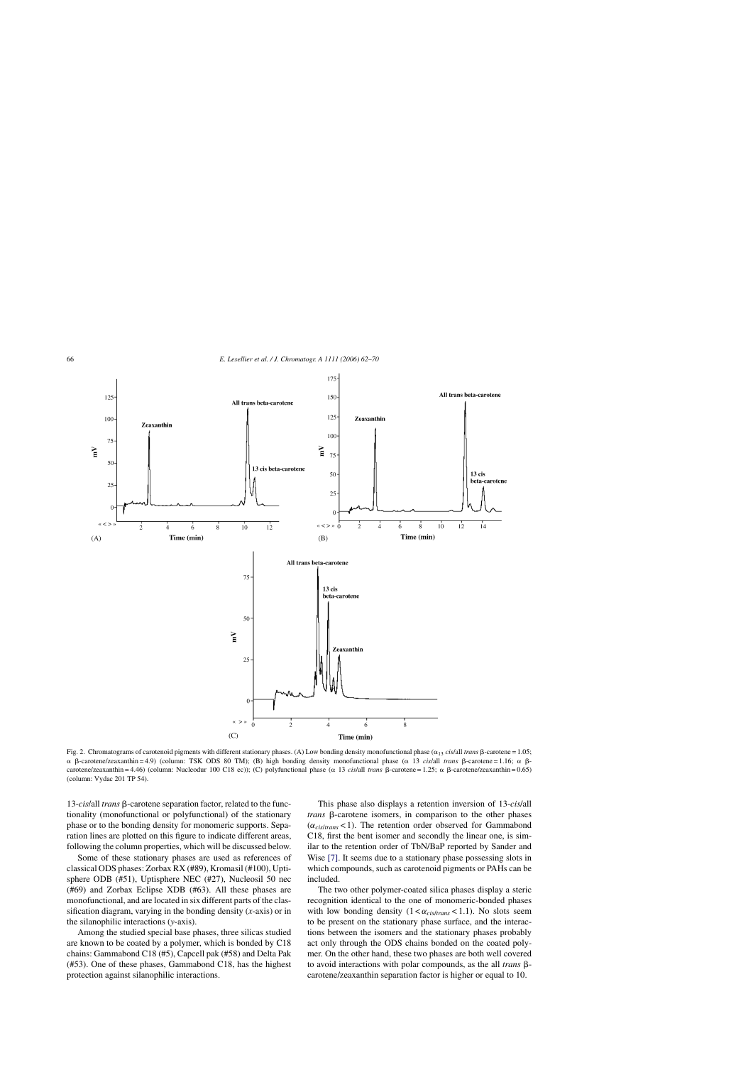Fig. 2. Chromatograms of carotenoid pigments with different stationary phases. (A) Low bonding density monofunctional phase ($\alpha_{13}$ *cis*/all *trans* β-carotene = 1.05; α β-carotene/zeaxanthin = 4.9) (column: TSK ODS 80 TM); (B) high bonding density monofunctional phase (α 13 *cis*/all *trans* β-carotene = 1.16; α β-carotene/zeaxanthin = 4.46) (column: Nucleodur 100 C18 ec)); (C) polyfunctional phase (α 13 *cis*/all *trans* β-carotene = 1.25; α β-carotene/zeaxanthin = 0.65) (column: Vydac 201 TP 54).

13-*cis*/all *trans* β-carotene separation factor, related to the functionality (monofunctional or polyfunctional) of the stationary phase or to the bonding density for monomeric supports. Separation lines are plotted on this figure to indicate different areas, following the column properties, which will be discussed below.

Some of these stationary phases are used as references of classical ODS phases: Zorbax RX (#89), Kromasil (#100), Uptisphere ODB (#51), Uptisphere NEC (#27), Nucleosil 50 nec (#69) and Zorbax Eclipse XDB (#63). All these phases are monofunctional, and are located in six different parts of the classification diagram, varying in the bonding density (*x*-axis) or in the silanophilic interactions (*y*-axis).

Among the studied special base phases, three silicas studied are known to be coated by a polymer, which is bonded by C18 chains: Gammabond C18 (#5), Capcell pak (#58) and Delta Pak (#53). One of these phases, Gammabond C18, has the highest protection against silanophilic interactions.

This phase also displays a retention inversion of 13-*cis*/all *trans* β-carotene isomers, in comparison to the other phases ($\alpha_{cis/trans} < 1$). The retention order observed for Gammabond C18, first the bent isomer and secondly the linear one, is similar to the retention order of TbN/BaP reported by Sander and Wise [7]. It seems due to a stationary phase possessing slots in which compounds, such as carotenoid pigments or PAHs can be included.

The two other polymer-coated silica phases display a steric recognition identical to the one of monomeric-bonded phases with low bonding density ($1 < \alpha_{cis/trans} < 1.1$). No slots seem to be present on the stationary phase surface, and the interactions between the isomers and the stationary phases probably act only through the ODS chains bonded on the coated polymer. On the other hand, these two phases are both well covered to avoid interactions with polar compounds, as the all *trans* β-carotene/zeaxanthin separation factor is higher or equal to 10.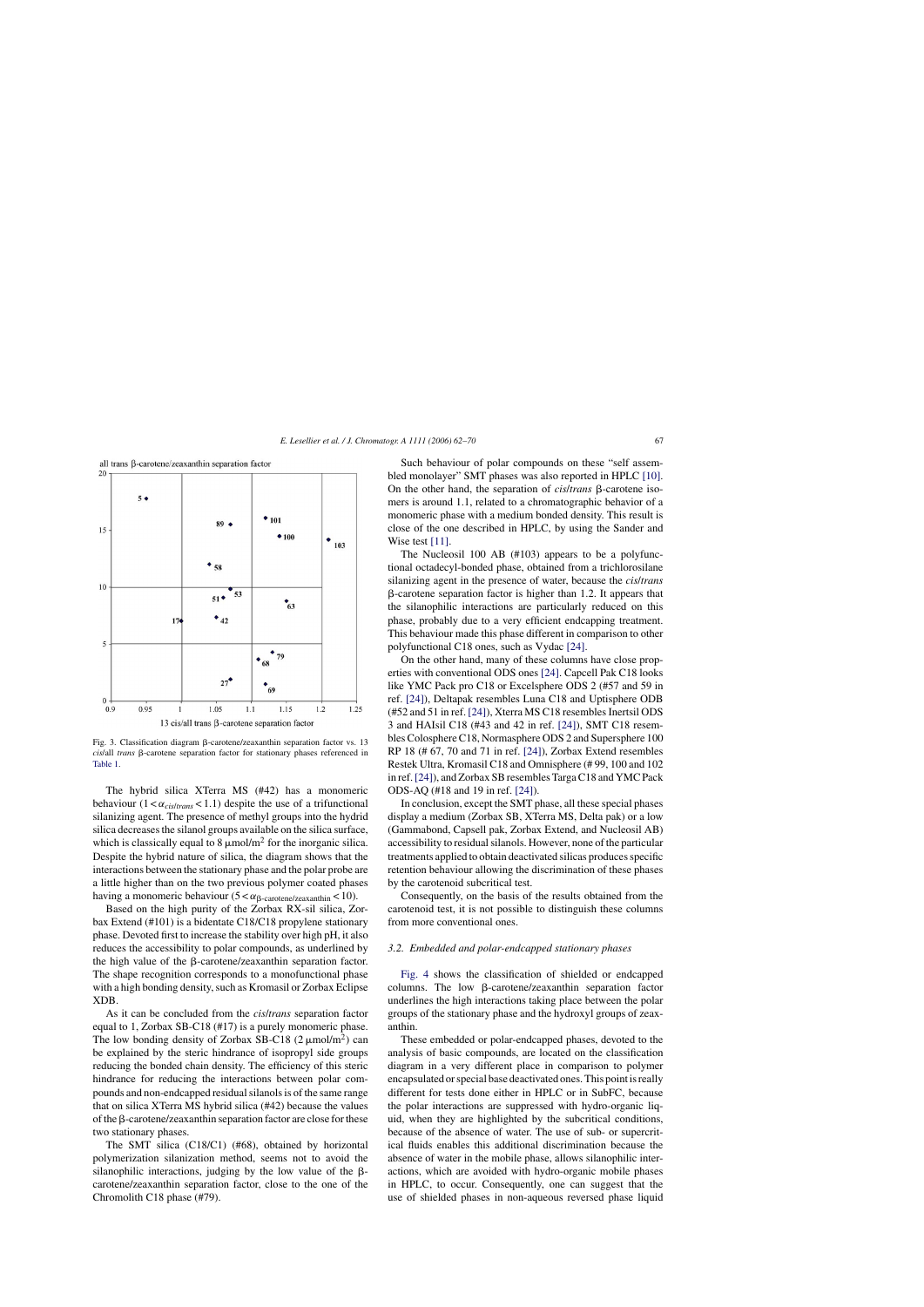Fig. 3. Classification diagram β-carotene/zeaxanthin separation factor vs. 13 *cis*/all *trans* β-carotene separation factor for stationary phases referenced in Table 1.

The hybrid silica XTerra MS (#42) has a monomeric behaviour ($1 < \alpha_{cis/trans} < 1.1$) despite the use of a trifunctional silanizing agent. The presence of methyl groups into the hydrid silica decreases the silanol groups available on the silica surface, which is classically equal to 8 μmol/m$^2$ for the inorganic silica. Despite the hybrid nature of silica, the diagram shows that the interactions between the stationary phase and the polar probe are a little higher than on the two previous polymer coated phases having a monomeric behaviour ($5 < \alpha_{\beta\text{-carotene/zeaxanthin}} < 10$).

Based on the high purity of the Zorbax RX-sil silica, Zorbax Extend (#101) is a bidentate C18/C18 propylene stationary phase. Devoted first to increase the stability over high pH, it also reduces the accessibility to polar compounds, as underlined by the high value of the β-carotene/zeaxanthin separation factor. The shape recognition corresponds to a monofunctional phase with a high bonding density, such as Kromasil or Zorbax Eclipse XDB.

As it can be concluded from the *cis*/*trans* separation factor equal to 1, Zorbax SB-C18 (#17) is a purely monomeric phase. The low bonding density of Zorbax SB-C18 (2 μmol/m$^2$) can be explained by the steric hindrance of isopropyl side groups reducing the bonded chain density. The efficiency of this steric hindrance for reducing the interactions between polar compounds and non-endcapped residual silanols is of the same range that on silica XTerra MS hybrid silica (#42) because the values of the β-carotene/zeaxanthin separation factor are close for these two stationary phases.

The SMT silica (C18/C1) (#68), obtained by horizontal polymerization silanization method, seems not to avoid the silanophilic interactions, judging by the low value of the β-carotene/zeaxanthin separation factor, close to the one of the Chromolith C18 phase (#79).

Such behaviour of polar compounds on these "self assembled monolayer" SMT phases was also reported in HPLC [10]. On the other hand, the separation of *cis*/*trans* β-carotene isomers is around 1.1, related to a chromatographic behavior of a monomeric phase with a medium bonded density. This result is close of the one described in HPLC, by using the Sander and Wise test [11].

The Nucleosil 100 AB (#103) appears to be a polyfunctional octadecyl-bonded phase, obtained from a trichlorosilane silanizing agent in the presence of water, because the *cis*/*trans* β-carotene separation factor is higher than 1.2. It appears that the silanophilic interactions are particularly reduced on this phase, probably due to a very efficient endcapping treatment. This behaviour made this phase different in comparison to other polyfunctional C18 ones, such as Vydac [24].

On the other hand, many of these columns have close properties with conventional ODS ones [24]. Capcell Pak C18 looks like YMC Pack pro C18 or Excelsphere ODS 2 (#57 and 59 in ref. [24]), Deltapak resembles Luna C18 and Uptisphere ODB (#52 and 51 in ref. [24]), Xterra MS C18 resembles Inertsil ODS 3 and HAIsil C18 (#43 and 42 in ref. [24]), SMT C18 resembles Colosphere C18, Normasphere ODS 2 and Supersphere 100 RP 18 (# 67, 70 and 71 in ref. [24]), Zorbax Extend resembles Restek Ultra, Kromasil C18 and Omnisphere (# 99, 100 and 102 in ref. [24]), and Zorbax SB resembles Targa C18 and YMC Pack ODS-AQ (#18 and 19 in ref. [24]).

In conclusion, except the SMT phase, all these special phases display a medium (Zorbax SB, XTerra MS, Delta pak) or a low (Gammabond, Capsell pak, Zorbax Extend, and Nucleosil AB) accessibility to residual silanols. However, none of the particular treatments applied to obtain deactivated silicas produces specific retention behaviour allowing the discrimination of these phases by the carotenoid subcritical test.

Consequently, on the basis of the results obtained from the carotenoid test, it is not possible to distinguish these columns from more conventional ones.

### 3.2. Embedded and polar-endcapped stationary phases

Fig. 4 shows the classification of shielded or endcapped columns. The low β-carotene/zeaxanthin separation factor underlines the high interactions taking place between the polar groups of the stationary phase and the hydroxyl groups of zeaxanthin.

These embedded or polar-endcapped phases, devoted to the analysis of basic compounds, are located on the classification diagram in a very different place in comparison to polymer encapsulated or special base deactivated ones. This point is really different for tests done either in HPLC or in SubFC, because the polar interactions are suppressed with hydro-organic liquid, when they are highlighted by the subcritical conditions, because of the absence of water. The use of sub- or supercritical fluids enables this additional discrimination because the absence of water in the mobile phase, allows silanophilic interactions, which are avoided with hydro-organic mobile phases in HPLC, to occur. Consequently, one can suggest that the use of shielded phases in non-aqueous reversed phase liquid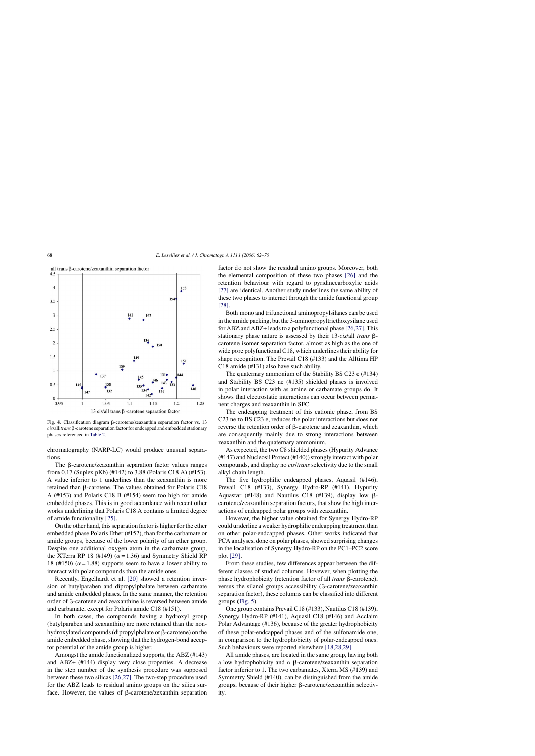Fig. 4. Classification diagram β-carotene/zeaxanthin separation factor vs. 13 *cis*/all *trans* β-carotene separation factor for endcapped and embedded stationary phases referenced in Table 2.

chromatography (NARP-LC) would produce unusual separations.

The β-carotene/zeaxanthin separation factor values ranges from 0.17 (Suplex pKb) (#142) to 3.88 (Polaris C18 A) (#153). A value inferior to 1 underlines than the zeaxanthin is more retained than β-carotene. The values obtained for Polaris C18 A (#153) and Polaris C18 B (#154) seem too high for amide embedded phases. This is in good accordance with recent other works underlining that Polaris C18 A contains a limited degree of amide functionality [25].

On the other hand, this separation factor is higher for the ether embedded phase Polaris Ether (#152), than for the carbamate or amide groups, because of the lower polarity of an ether group. Despite one additional oxygen atom in the carbamate group, the XTerra RP 18 (#149) ($\alpha = 1.36$) and Symmetry Shield RP 18 (#150) ($\alpha = 1.88$) supports seem to have a lower ability to interact with polar compounds than the amide ones.

Recently, Engelhardt et al. [20] showed a retention inversion of butylparaben and dipropylphalate between carbamate and amide embedded phases. In the same manner, the retention order of β-carotene and zeaxanthine is reversed between amide and carbamate, except for Polaris amide C18 (#151).

In both cases, the compounds having a hydroxyl group (butylparaben and zeaxanthin) are more retained than the non-hydroxylated compounds (dipropylphalate or β-carotene) on the amide embedded phase, showing that the hydrogen-bond acceptor potential of the amide group is higher.

Amongst the amide functionalized supports, the ABZ (#143) and ABZ+ (#144) display very close properties. A decrease in the step number of the synthesis procedure was supposed between these two silicas [26,27]. The two-step procedure used for the ABZ leads to residual amino groups on the silica surface. However, the values of β-carotene/zexanthin separation factor do not show the residual amino groups. Moreover, both the elemental composition of these two phases [26] and the retention behaviour with regard to pyridinecarboxylic acids [27] are identical. Another study underlines the same ability of these two phases to interact through the amide functional group [28].

Both mono and trifunctional aminopropylsilanes can be used in the amide packing, but the 3-aminopropyltriethoxysilane used for ABZ and ABZ+ leads to a polyfunctional phase [26,27]. This stationary phase nature is assessed by their 13-*cis*/all *trans* β-carotene isomer separation factor, almost as high as the one of wide pore polyfunctional C18, which underlines their ability for shape recognition. The Prevail C18 (#133) and the Alltima HP C18 amide (#131) also have such ability.

The quaternary ammonium of the Stability BS C23 e (#134) and Stability BS C23 ne (#135) shielded phases is involved in polar interaction with as amine or carbamate groups do. It shows that electrostatic interactions can occur between permanent charges and zeaxanthin in SFC.

The endcapping treatment of this cationic phase, from BS C23 ne to BS C23 e, reduces the polar interactions but does not reverse the retention order of β-carotene and zeaxanthin, which are consequently mainly due to strong interactions between zeaxanthin and the quaternary ammonium.

As expected, the two C8 shielded phases (Hypurity Advance (#147) and Nucleosil Protect (#140)) strongly interact with polar compounds, and display no *cis*/*trans* selectivity due to the small alkyl chain length.

The five hydrophilic endcapped phases, Aquasil (#146), Prevail C18 (#133), Synergy Hydro-RP (#141), Hypurity Aquastar (#148) and Nautilus C18 (#139), display low β-carotene/zeaxanthin separation factors, that show the high interactions of endcapped polar groups with zeaxanthin.

However, the higher value obtained for Synergy Hydro-RP could underline a weaker hydrophilic endcapping treatment than on other polar-endcapped phases. Other works indicated that PCA analyses, done on polar phases, showed surprising changes in the localisation of Synergy Hydro-RP on the PC1–PC2 score plot [29].

From these studies, few differences appear between the different classes of studied columns. Hovewer, when plotting the phase hydrophobicity (retention factor of all *trans* β-carotene), versus the silanol groups accessibility (β-carotene/zeaxanthin separation factor), these columns can be classified into different groups (Fig. 5).

One group contains Prevail C18 (#133), Nautilus C18 (#139), Synergy Hydro-RP (#141), Aquasil C18 (#146) and Acclaim Polar Advantage (#136), because of the greater hydrophobicity of these polar-endcapped phases and of the sulfonamide one, in comparison to the hydrophobicity of polar-endcapped ones. Such behaviours were reported elsewhere [18,28,29].

All amide phases, are located in the same group, having both a low hydrophobicity and α β-carotene/zeaxanthin separation factor inferior to 1. The two carbamates, Xterra MS (#139) and Symmetry Shield (#140), can be distinguished from the amide groups, because of their higher β-carotene/zeaxanthin selectivity.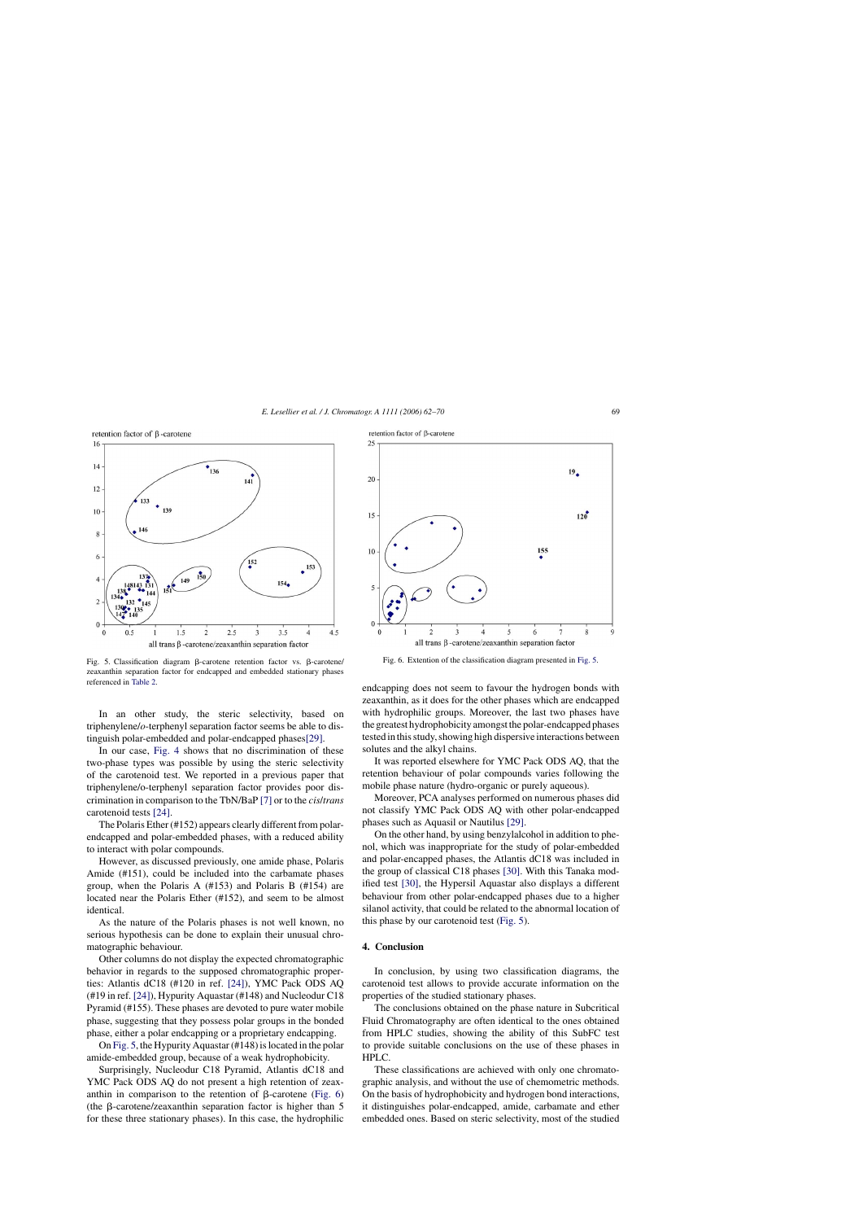Fig. 5. Classification diagram β-carotene retention factor vs. β-carotene/zeaxanthin separation factor for endcapped and embedded stationary phases referenced in Table 2.

Fig. 6. Extention of the classification diagram presented in Fig. 5.

In an other study, the steric selectivity, based on triphenylene/o-terphenyl separation factor seems be able to distinguish polar-embedded and polar-endcapped phases[29].

In our case, Fig. 4 shows that no discrimination of these two-phase types was possible by using the steric selectivity of the carotenoid test. We reported in a previous paper that triphenylene/o-terphenyl separation factor provides poor discrimination in comparison to the TbN/BaP [7] or to the *cis/trans* carotenoid tests [24].

The Polaris Ether (#152) appears clearly different from polar-endcapped and polar-embedded phases, with a reduced ability to interact with polar compounds.

However, as discussed previously, one amide phase, Polaris Amide (#151), could be included into the carbamate phases group, when the Polaris A (#153) and Polaris B (#154) are located near the Polaris Ether (#152), and seem to be almost identical.

As the nature of the Polaris phases is not well known, no serious hypothesis can be done to explain their unusual chromatographic behaviour.

Other columns do not display the expected chromatographic behavior in regards to the supposed chromatographic properties: Atlantis dC18 (#120 in ref. [24]), YMC Pack ODS AQ (#19 in ref. [24]), Hypurity Aquastar (#148) and Nucleodur C18 Pyramid (#155). These phases are devoted to pure water mobile phase, suggesting that they possess polar groups in the bonded phase, either a polar endcapping or a proprietary endcapping.

On Fig. 5, the Hypurity Aquastar (#148) is located in the polar amide-embedded group, because of a weak hydrophobicity.

Surprisingly, Nucleodur C18 Pyramid, Atlantis dC18 and YMC Pack ODS AQ do not present a high retention of zeaxanthin in comparison to the retention of β-carotene (Fig. 6) (the β-carotene/zeaxanthin separation factor is higher than 5 for these three stationary phases). In this case, the hydrophilic endcapping does not seem to favour the hydrogen bonds with zeaxanthin, as it does for the other phases which are endcapped with hydrophilic groups. Moreover, the last two phases have the greatest hydrophobicity amongst the polar-endcapped phases tested in this study, showing high dispersive interactions between solutes and the alkyl chains.

It was reported elsewhere for YMC Pack ODS AQ, that the retention behaviour of polar compounds varies following the mobile phase nature (hydro-organic or purely aqueous).

Moreover, PCA analyses performed on numerous phases did not classify YMC Pack ODS AQ with other polar-endcapped phases such as Aquasil or Nautilus [29].

On the other hand, by using benzylalcohol in addition to phenol, which was inappropriate for the study of polar-embedded and polar-encapped phases, the Atlantis dC18 was included in the group of classical C18 phases [30]. With this Tanaka modified test [30], the Hypersil Aquastar also displays a different behaviour from other polar-endcapped phases due to a higher silanol activity, that could be related to the abnormal location of this phase by our carotenoid test (Fig. 5).

## 4. Conclusion

In conclusion, by using two classification diagrams, the carotenoid test allows to provide accurate information on the properties of the studied stationary phases.

The conclusions obtained on the phase nature in Subcritical Fluid Chromatography are often identical to the ones obtained from HPLC studies, showing the ability of this SubFC test to provide suitable conclusions on the use of these phases in HPLC.

These classifications are achieved with only one chromatographic analysis, and without the use of chemometric methods. On the basis of hydrophobicity and hydrogen bond interactions, it distinguishes polar-endcapped, amide, carbamate and ether embedded ones. Based on steric selectivity, most of the studied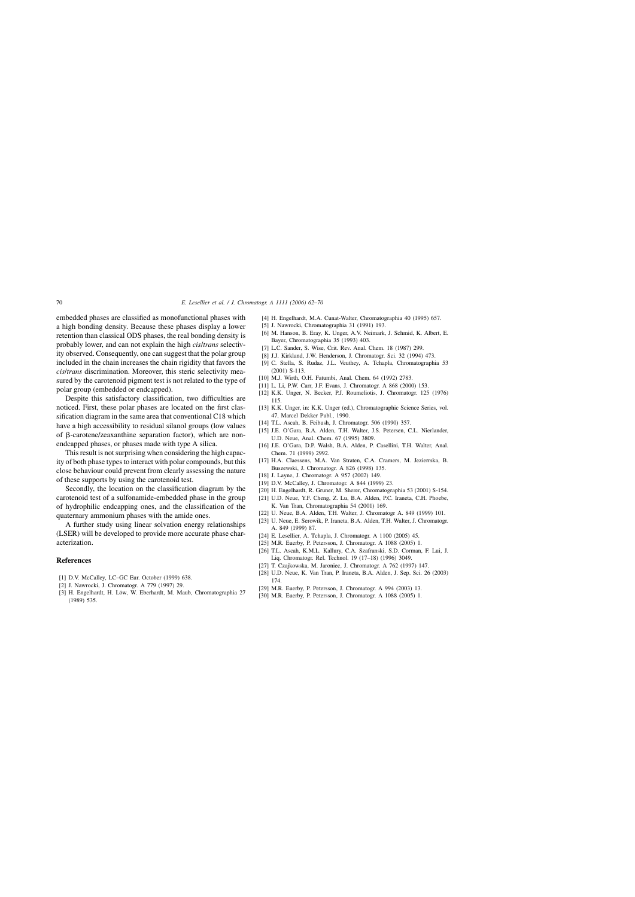embedded phases are classified as monofunctional phases with a high bonding density. Because these phases display a lower retention than classical ODS phases, the real bonding density is probably lower, and can not explain the high *cis*/*trans* selectivity observed. Consequently, one can suggest that the polar group included in the chain increases the chain rigidity that favors the *cis*/*trans* discrimination. Moreover, this steric selectivity measured by the carotenoid pigment test is not related to the type of polar group (embedded or endcapped).

Despite this satisfactory classification, two difficulties are noticed. First, these polar phases are located on the first classification diagram in the same area that conventional C18 which have a high accessibility to residual silanol groups (low values of β-carotene/zeaxanthine separation factor), which are non-endcapped phases, or phases made with type A silica.

This result is not surprising when considering the high capacity of both phase types to interact with polar compounds, but this close behaviour could prevent from clearly assessing the nature of these supports by using the carotenoid test.

Secondly, the location on the classification diagram by the carotenoid test of a sulfonamide-embedded phase in the group of hydrophilic endcapping ones, and the classification of the quaternary ammonium phases with the amide ones.

A further study using linear solvation energy relationships (LSER) will be developed to provide more accurate phase characterization.

## References

[1] D.V. McCalley, LC–GC Eur. October (1999) 638.
[2] J. Nawrocki, J. Chromatogr. A 779 (1997) 29.
[3] H. Engelhardt, H. Löw, W. Eberhardt, M. Maub, Chromatographia 27 (1989) 535.
[4] H. Engelhardt, M.A. Cunat-Walter, Chromatographia 40 (1995) 657.
[5] J. Nawrocki, Chromatographia 31 (1991) 193.
[6] M. Hanson, B. Eray, K. Unger, A.V. Neimark, J. Schmid, K. Albert, E. Bayer, Chromatographia 35 (1993) 403.
[7] L.C. Sander, S. Wise, Crit. Rev. Anal. Chem. 18 (1987) 299.
[8] J.J. Kirkland, J.W. Henderson, J. Chromatogr. Sci. 32 (1994) 473.
[9] C. Stella, S. Rudaz, J.L. Veuthey, A. Tchapla, Chromatographia 53 (2001) S-113.
[10] M.J. Wirth, O.H. Fatumbi, Anal. Chem. 64 (1992) 2783.
[11] L. Li, P.W. Carr, J.F. Evans, J. Chromatogr. A 868 (2000) 153.
[12] K.K. Unger, N. Becker, P.J. Roumeliotis, J. Chromatogr. 125 (1976) 115.
[13] K.K. Unger, in: K.K. Unger (ed.), Chromatographic Science Series, vol. 47, Marcel Dekker Publ., 1990.
[14] T.L. Ascah, B. Feibush, J. Chromatogr. 506 (1990) 357.
[15] J.E. O'Gara, B.A. Alden, T.H. Walter, J.S. Petersen, C.L. Nierlander, U.D. Neue, Anal. Chem. 67 (1995) 3809.
[16] J.E. O'Gara, D.P. Walsh, B.A. Alden, P. Casellini, T.H. Walter, Anal. Chem. 71 (1999) 2992.
[17] H.A. Claessens, M.A. Van Straten, C.A. Cramers, M. Jezierrska, B. Buszewski, J. Chromatogr. A 826 (1998) 135.
[18] J. Layne, J. Chromatogr. A 957 (2002) 149.
[19] D.V. McCalley, J. Chromatogr. A 844 (1999) 23.
[20] H. Engelhardt, R. Gruner, M. Sherer, Chromatographia 53 (2001) S-154.
[21] U.D. Neue, Y.F. Cheng, Z. Lu, B.A. Alden, P.C. Iraneta, C.H. Phoebe, K. Van Tran, Chromatographia 54 (2001) 169.
[22] U. Neue, B.A. Alden, T.H. Walter, J. Chromatogr A. 849 (1999) 101.
[23] U. Neue, E. Serowik, P. Iraneta, B.A. Alden, T.H. Walter, J. Chromatogr. A. 849 (1999) 87.
[24] E. Lesellier, A. Tchapla, J. Chromatogr. A 1100 (2005) 45.
[25] M.R. Euerby, P. Petersson, J. Chromatogr. A 1088 (2005) 1.
[26] T.L. Ascah, K.M.L. Kallury, C.A. Szafranski, S.D. Corman, F. Lui, J. Liq. Chromatogr. Rel. Technol. 19 (17–18) (1996) 3049.
[27] T. Czajkowska, M. Jaroniec, J. Chromatogr. A 762 (1997) 147.
[28] U.D. Neue, K. Van Tran, P. Iraneta, B.A. Alden, J. Sep. Sci. 26 (2003) 174.
[29] M.R. Euerby, P. Petersson, J. Chromatogr. A 994 (2003) 13.
[30] M.R. Euerby, P. Petersson, J. Chromatogr. A 1088 (2005) 1.